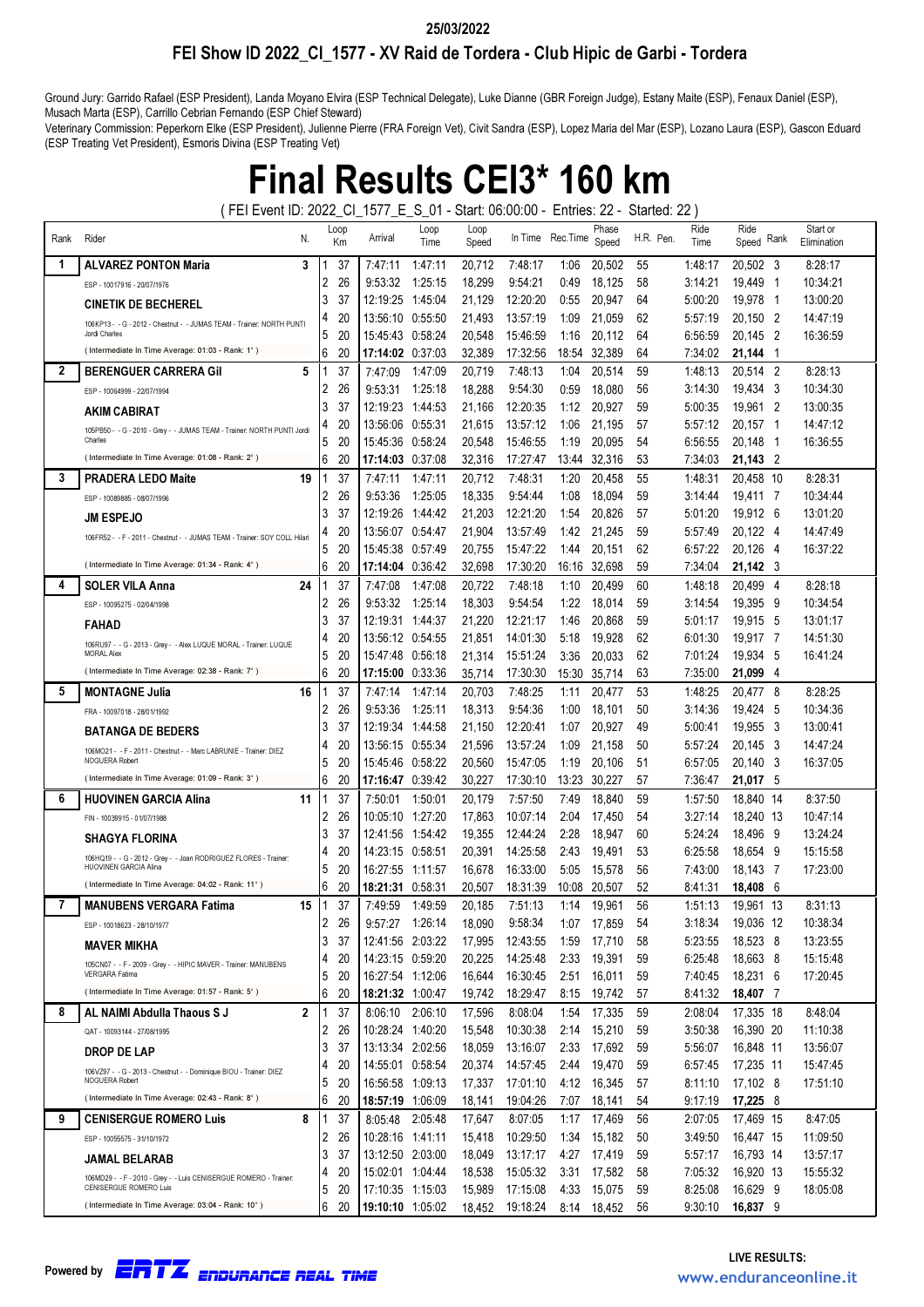25/03/2022

## FEI Show ID 2022_CI_1577 - XV Raid de Tordera - Club Hipic de Garbi - Tordera

Ground Jury: Garrido Rafael (ESP President), Landa Moyano Elvira (ESP Technical Delegate), Luke Dianne (GBR Foreign Judge), Estany Maite (ESP), Fenaux Daniel (ESP), Musach Marta (ESP), Carrillo Cebrian Fernando (ESP Chief Steward)

Veterinary Commission: Peperkorn Elke (ESP President), Julienne Pierre (FRA Foreign Vet), Civit Sandra (ESP), Lopez Maria del Mar (ESP), Lozano Laura (ESP), Gascon Eduard (ESP Treating Vet President), Esmoris Divina (ESP Treating Vet)

# Final Results CEI3* 160 km

( FEI Event ID: 2022_CI_1577_E_S_01 - Start: 06:00:00 - Entries: 22 - Started: 22 )

| Rank | Rider | N. | Loop | Km | Arrival | Loop Time | Loop Speed | In Time | Rec.Time | Phase Speed | H.R. | Pen. | Ride Time | Ride Speed | Rank | Start or Elimination |
|---|---|---|---|---|---|---|---|---|---|---|---|---|---|---|---|---|
| 1 | **ALVAREZ PONTON Maria** | 3 | 1 | 37 | 7:47:11 | 1:47:11 | 20,712 | 7:48:17 | 1:06 | 20,502 | 55 | | 1:48:17 | 20,502 | 3 | 8:28:17 |
| | ESP - 10017916 - 20/07/1976 | | 2 | 26 | 9:53:32 | 1:25:15 | 18,299 | 9:54:21 | 0:49 | 18,125 | 58 | | 3:14:21 | 19,449 | 1 | 10:34:21 |
| | **CINETIK DE BECHEREL** | | 3 | 37 | 12:19:25 | 1:45:04 | 21,129 | 12:20:20 | 0:55 | 20,947 | 64 | | 5:00:20 | 19,978 | 1 | 13:00:20 |
| | 106KP13 - - G - 2012 - Chestnut - - JUMAS TEAM - Trainer: NORTH PUNTI Jordi Charles | | 4 | 20 | 13:56:10 | 0:55:50 | 21,493 | 13:57:19 | 1:09 | 21,059 | 62 | | 5:57:19 | 20,150 | 2 | 14:47:19 |
| | | | 5 | 20 | 15:45:43 | 0:58:24 | 20,548 | 15:46:59 | 1:16 | 20,112 | 64 | | 6:56:59 | 20,145 | 2 | 16:36:59 |
| | ( Intermediate In Time Average: 01:03 - Rank: 1° ) | | 6 | 20 | **17:14:02** | 0:37:03 | 32,389 | 17:32:56 | 18:54 | 32,389 | 64 | | 7:34:02 | **21,144** | 1 | |
| 2 | **BERENGUER CARRERA Gil** | 5 | 1 | 37 | 7:47:09 | 1:47:09 | 20,719 | 7:48:13 | 1:04 | 20,514 | 59 | | 1:48:13 | 20,514 | 2 | 8:28:13 |
| | ESP - 10064999 - 22/07/1994 | | 2 | 26 | 9:53:31 | 1:25:18 | 18,288 | 9:54:30 | 0:59 | 18,080 | 56 | | 3:14:30 | 19,434 | 3 | 10:34:30 |
| | **AKIM CABIRAT** | | 3 | 37 | 12:19:23 | 1:44:53 | 21,166 | 12:20:35 | 1:12 | 20,927 | 59 | | 5:00:35 | 19,961 | 2 | 13:00:35 |
| | 105PB50 - - G - 2010 - Grey - - JUMAS TEAM - Trainer: NORTH PUNTI Jordi Charles | | 4 | 20 | 13:56:06 | 0:55:31 | 21,615 | 13:57:12 | 1:06 | 21,195 | 57 | | 5:57:12 | 20,157 | 1 | 14:47:12 |
| | | | 5 | 20 | 15:45:36 | 0:58:24 | 20,548 | 15:46:55 | 1:19 | 20,095 | 54 | | 6:56:55 | 20,148 | 1 | 16:36:55 |
| | ( Intermediate In Time Average: 01:08 - Rank: 2° ) | | 6 | 20 | **17:14:03** | 0:37:08 | 32,316 | 17:27:47 | 13:44 | 32,316 | 53 | | 7:34:03 | **21,143** | 2 | |
| 3 | **PRADERA LEDO Maite** | 19 | 1 | 37 | 7:47:11 | 1:47:11 | 20,712 | 7:48:31 | 1:20 | 20,458 | 55 | | 1:48:31 | 20,458 | 10 | 8:28:31 |
| | ESP - 10089885 - 08/07/1996 | | 2 | 26 | 9:53:36 | 1:25:05 | 18,335 | 9:54:44 | 1:08 | 18,094 | 59 | | 3:14:44 | 19,411 | 7 | 10:34:44 |
| | **JM ESPEJO** | | 3 | 37 | 12:19:26 | 1:44:42 | 21,203 | 12:21:20 | 1:54 | 20,826 | 57 | | 5:01:20 | 19,912 | 6 | 13:01:20 |
| | 106FR52 - - F - 2011 - Chestnut - - JUMAS TEAM - Trainer: SOY COLL Hilari | | 4 | 20 | 13:56:07 | 0:54:47 | 21,904 | 13:57:49 | 1:42 | 21,245 | 59 | | 5:57:49 | 20,122 | 4 | 14:47:49 |
| | | | 5 | 20 | 15:45:38 | 0:57:49 | 20,755 | 15:47:22 | 1:44 | 20,151 | 62 | | 6:57:22 | 20,126 | 4 | 16:37:22 |
| | ( Intermediate In Time Average: 01:34 - Rank: 4° ) | | 6 | 20 | **17:14:04** | 0:36:42 | 32,698 | 17:30:20 | 16:16 | 32,698 | 59 | | 7:34:04 | **21,142** | 3 | |
| 4 | **SOLER VILA Anna** | 24 | 1 | 37 | 7:47:08 | 1:47:08 | 20,722 | 7:48:18 | 1:10 | 20,499 | 60 | | 1:48:18 | 20,499 | 4 | 8:28:18 |
| | ESP - 10095275 - 02/04/1998 | | 2 | 26 | 9:53:32 | 1:25:14 | 18,303 | 9:54:54 | 1:22 | 18,014 | 59 | | 3:14:54 | 19,395 | 9 | 10:34:54 |
| | **FAHAD** | | 3 | 37 | 12:19:31 | 1:44:37 | 21,220 | 12:21:17 | 1:46 | 20,868 | 59 | | 5:01:17 | 19,915 | 5 | 13:01:17 |
| | 106RU97 - - G - 2013 - Grey - - Alex LUQUE MORAL - Trainer: LUQUE MORAL Alex | | 4 | 20 | 13:56:12 | 0:54:55 | 21,851 | 14:01:30 | 5:18 | 19,928 | 62 | | 6:01:30 | 19,917 | 7 | 14:51:30 |
| | | | 5 | 20 | 15:47:48 | 0:56:18 | 21,314 | 15:51:24 | 3:36 | 20,033 | 62 | | 7:01:24 | 19,934 | 5 | 16:41:24 |
| | ( Intermediate In Time Average: 02:38 - Rank: 7° ) | | 6 | 20 | **17:15:00** | 0:33:36 | 35,714 | 17:30:30 | 15:30 | 35,714 | 63 | | 7:35:00 | **21,099** | 4 | |
| 5 | **MONTAGNE Julia** | 16 | 1 | 37 | 7:47:14 | 1:47:14 | 20,703 | 7:48:25 | 1:11 | 20,477 | 53 | | 1:48:25 | 20,477 | 8 | 8:28:25 |
| | FRA - 10097018 - 28/01/1992 | | 2 | 26 | 9:53:36 | 1:25:11 | 18,313 | 9:54:36 | 1:00 | 18,101 | 50 | | 3:14:36 | 19,424 | 5 | 10:34:36 |
| | **BATANGA DE BEDERS** | | 3 | 37 | 12:19:34 | 1:44:58 | 21,150 | 12:20:41 | 1:07 | 20,927 | 49 | | 5:00:41 | 19,955 | 3 | 13:00:41 |
| | 106MO21 - - F - 2011 - Chestnut - - Marc LABRUNIE - Trainer: DIEZ NOGUERA Robert | | 4 | 20 | 13:56:15 | 0:55:34 | 21,596 | 13:57:24 | 1:09 | 21,158 | 50 | | 5:57:24 | 20,145 | 3 | 14:47:24 |
| | | | 5 | 20 | 15:45:46 | 0:58:22 | 20,560 | 15:47:05 | 1:19 | 20,106 | 51 | | 6:57:05 | 20,140 | 3 | 16:37:05 |
| | ( Intermediate In Time Average: 01:09 - Rank: 3° ) | | 6 | 20 | **17:16:47** | 0:39:42 | 30,227 | 17:30:10 | 13:23 | 30,227 | 57 | | 7:36:47 | **21,017** | 5 | |
| 6 | **HUOVINEN GARCIA Alina** | 11 | 1 | 37 | 7:50:01 | 1:50:01 | 20,179 | 7:57:50 | 7:49 | 18,840 | 59 | | 1:57:50 | 18,840 | 14 | 8:37:50 |
| | FIN - 10039915 - 01/07/1988 | | 2 | 26 | 10:05:10 | 1:27:20 | 17,863 | 10:07:14 | 2:04 | 17,450 | 54 | | 3:27:14 | 18,240 | 13 | 10:47:14 |
| | **SHAGYA FLORINA** | | 3 | 37 | 12:41:56 | 1:54:42 | 19,355 | 12:44:24 | 2:28 | 18,947 | 60 | | 5:24:24 | 18,496 | 9 | 13:24:24 |
| | 106HQ19 - - G - 2012 - Grey - - Joan RODRIGUEZ FLORES - Trainer: HUOVINEN GARCIA Alina | | 4 | 20 | 14:23:15 | 0:58:51 | 20,391 | 14:25:58 | 2:43 | 19,491 | 53 | | 6:25:58 | 18,654 | 9 | 15:15:58 |
| | | | 5 | 20 | 16:27:55 | 1:11:57 | 16,678 | 16:33:00 | 5:05 | 15,578 | 56 | | 7:43:00 | 18,143 | 7 | 17:23:00 |
| | ( Intermediate In Time Average: 04:02 - Rank: 11° ) | | 6 | 20 | **18:21:31** | 0:58:31 | 20,507 | 18:31:39 | 10:08 | 20,507 | 52 | | 8:41:31 | **18,408** | 6 | |
| 7 | **MANUBENS VERGARA Fatima** | 15 | 1 | 37 | 7:49:59 | 1:49:59 | 20,185 | 7:51:13 | 1:14 | 19,961 | 56 | | 1:51:13 | 19,961 | 13 | 8:31:13 |
| | ESP - 10018623 - 28/10/1977 | | 2 | 26 | 9:57:27 | 1:26:14 | 18,090 | 9:58:34 | 1:07 | 17,859 | 54 | | 3:18:34 | 19,036 | 12 | 10:38:34 |
| | **MAVER MIKHA** | | 3 | 37 | 12:41:56 | 2:03:22 | 17,995 | 12:43:55 | 1:59 | 17,710 | 58 | | 5:23:55 | 18,523 | 8 | 13:23:55 |
| | 105CN07 - - F - 2009 - Grey - - HIPIC MAVER - Trainer: MANUBENS VERGARA Fatima | | 4 | 20 | 14:23:15 | 0:59:20 | 20,225 | 14:25:48 | 2:33 | 19,391 | 59 | | 6:25:48 | 18,663 | 8 | 15:15:48 |
| | | | 5 | 20 | 16:27:54 | 1:12:06 | 16,644 | 16:30:45 | 2:51 | 16,011 | 59 | | 7:40:45 | 18,231 | 6 | 17:20:45 |
| | ( Intermediate In Time Average: 01:57 - Rank: 5° ) | | 6 | 20 | **18:21:32** | 1:00:47 | 19,742 | 18:29:47 | 8:15 | 19,742 | 57 | | 8:41:32 | **18,407** | 7 | |
| 8 | **AL NAIMI Abdulla Thaous S J** | 2 | 1 | 37 | 8:06:10 | 2:06:10 | 17,596 | 8:08:04 | 1:54 | 17,335 | 59 | | 2:08:04 | 17,335 | 18 | 8:48:04 |
| | QAT - 10093144 - 27/08/1995 | | 2 | 26 | 10:28:24 | 1:40:20 | 15,548 | 10:30:38 | 2:14 | 15,210 | 59 | | 3:50:38 | 16,390 | 20 | 11:10:38 |
| | **DROP DE LAP** | | 3 | 37 | 13:13:34 | 2:02:56 | 18,059 | 13:16:07 | 2:33 | 17,692 | 59 | | 5:56:07 | 16,848 | 11 | 13:56:07 |
| | 106VZ97 - - G - 2013 - Chestnut - - Dominique BIOU - Trainer: DIEZ NOGUERA Robert | | 4 | 20 | 14:55:01 | 0:58:54 | 20,374 | 14:57:45 | 2:44 | 19,470 | 59 | | 6:57:45 | 17,235 | 11 | 15:47:45 |
| | | | 5 | 20 | 16:56:58 | 1:09:13 | 17,337 | 17:01:10 | 4:12 | 16,345 | 57 | | 8:11:10 | 17,102 | 8 | 17:51:10 |
| | ( Intermediate In Time Average: 02:43 - Rank: 8° ) | | 6 | 20 | **18:57:19** | 1:06:09 | 18,141 | 19:04:26 | 7:07 | 18,141 | 54 | | 9:17:19 | **17,225** | 8 | |
| 9 | **CENISERGUE ROMERO Luis** | 8 | 1 | 37 | 8:05:48 | 2:05:48 | 17,647 | 8:07:05 | 1:17 | 17,469 | 56 | | 2:07:05 | 17,469 | 15 | 8:47:05 |
| | ESP - 10055575 - 31/10/1972 | | 2 | 26 | 10:28:16 | 1:41:11 | 15,418 | 10:29:50 | 1:34 | 15,182 | 50 | | 3:49:50 | 16,447 | 15 | 11:09:50 |
| | **JAMAL BELARAB** | | 3 | 37 | 13:12:50 | 2:03:00 | 18,049 | 13:17:17 | 4:27 | 17,419 | 59 | | 5:57:17 | 16,793 | 14 | 13:57:17 |
| | 106MD29 - - F - 2010 - Grey - - Luis CENISERGUE ROMERO - Trainer: CENISERGUE ROMERO Luis | | 4 | 20 | 15:02:01 | 1:04:44 | 18,538 | 15:05:32 | 3:31 | 17,582 | 58 | | 7:05:32 | 16,920 | 13 | 15:55:32 |
| | | | 5 | 20 | 17:10:35 | 1:15:03 | 15,989 | 17:15:08 | 4:33 | 15,075 | 59 | | 8:25:08 | 16,629 | 9 | 18:05:08 |
| | ( Intermediate In Time Average: 03:04 - Rank: 10° ) | | 6 | 20 | **19:10:10** | 1:05:02 | 18,452 | 19:18:24 | 8:14 | 18,452 | 56 | | 9:30:10 | **16,837** | 9 | |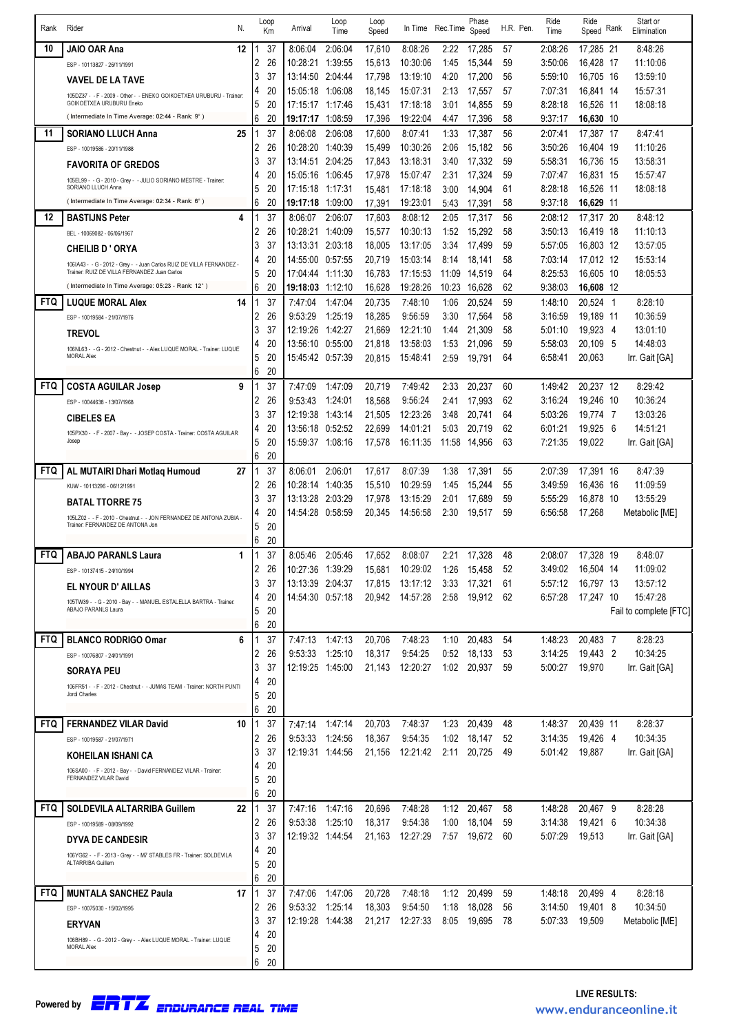| Rank | Rider | N. | Loop | Km | Arrival | Loop Time | Loop Speed | In Time | Rec.Time | Phase Speed | H.R. | Pen. | Ride Time | Ride Speed | Rank | Start or Elimination |
|---|---|---|---|---|---|---|---|---|---|---|---|---|---|---|---|---|
| 10 | **JAIO OAR Ana** | 12 | 1 | 37 | 8:06:04 | 2:06:04 | 17,610 | 8:08:26 | 2:22 | 17,285 | 57 | | 2:08:26 | 17,285 | 21 | 8:48:26 |
| | ESP - 10113827 - 26/11/1991 | | 2 | 26 | 10:28:21 | 1:39:55 | 15,613 | 10:30:06 | 1:45 | 15,344 | 59 | | 3:50:06 | 16,428 | 17 | 11:10:06 |
| | **VAVEL DE LA TAVE** | | 3 | 37 | 13:14:50 | 2:04:44 | 17,798 | 13:19:10 | 4:20 | 17,200 | 56 | | 5:59:10 | 16,705 | 16 | 13:59:10 |
| | 105DZ37 - - F - 2009 - Other - - ENEKO GOIKOETXEA URUBURU - Trainer: GOIKOETXEA URUBURU Eneko | | 4 | 20 | 15:05:18 | 1:06:08 | 18,145 | 15:07:31 | 2:13 | 17,557 | 57 | | 7:07:31 | 16,841 | 14 | 15:57:31 |
| | | | 5 | 20 | 17:15:17 | 1:17:46 | 15,431 | 17:18:18 | 3:01 | 14,855 | 59 | | 8:28:18 | 16,526 | 11 | 18:08:18 |
| | ( Intermediate In Time Average: 02:44 - Rank: 9° ) | | 6 | 20 | **19:17:17** | 1:08:59 | 17,396 | 19:22:04 | 4:47 | 17,396 | 58 | | 9:37:17 | **16,630** | 10 | |
| 11 | **SORIANO LLUCH Anna** | 25 | 1 | 37 | 8:06:08 | 2:06:08 | 17,600 | 8:07:41 | 1:33 | 17,387 | 56 | | 2:07:41 | 17,387 | 17 | 8:47:41 |
| | ESP - 10019586 - 20/11/1988 | | 2 | 26 | 10:28:20 | 1:40:39 | 15,499 | 10:30:26 | 2:06 | 15,182 | 56 | | 3:50:26 | 16,404 | 19 | 11:10:26 |
| | **FAVORITA OF GREDOS** | | 3 | 37 | 13:14:51 | 2:04:25 | 17,843 | 13:18:31 | 3:40 | 17,332 | 59 | | 5:58:31 | 16,736 | 15 | 13:58:31 |
| | 105EL99 - - G - 2010 - Grey - - JULIO SORIANO MESTRE - Trainer: SORIANO LLUCH Anna | | 4 | 20 | 15:05:16 | 1:06:45 | 17,978 | 15:07:47 | 2:31 | 17,324 | 59 | | 7:07:47 | 16,831 | 15 | 15:57:47 |
| | | | 5 | 20 | 17:15:18 | 1:17:31 | 15,481 | 17:18:18 | 3:00 | 14,904 | 61 | | 8:28:18 | 16,526 | 11 | 18:08:18 |
| | ( Intermediate In Time Average: 02:34 - Rank: 6° ) | | 6 | 20 | **19:17:18** | 1:09:00 | 17,391 | 19:23:01 | 5:43 | 17,391 | 58 | | 9:37:18 | **16,629** | 11 | |
| 12 | **BASTIJNS Peter** | 4 | 1 | 37 | 8:06:07 | 2:06:07 | 17,603 | 8:08:12 | 2:05 | 17,317 | 56 | | 2:08:12 | 17,317 | 20 | 8:48:12 |
| | BEL - 10069082 - 06/06/1967 | | 2 | 26 | 10:28:21 | 1:40:09 | 15,577 | 10:30:13 | 1:52 | 15,292 | 58 | | 3:50:13 | 16,419 | 18 | 11:10:13 |
| | **CHEILIB D ' ORYA** | | 3 | 37 | 13:13:31 | 2:03:18 | 18,005 | 13:17:05 | 3:34 | 17,499 | 59 | | 5:57:05 | 16,803 | 12 | 13:57:05 |
| | 106IA43 - - G - 2012 - Grey - - Juan Carlos RUIZ DE VILLA FERNANDEZ - Trainer: RUIZ DE VILLA FERNANDEZ Juan Carlos | | 4 | 20 | 14:55:00 | 0:57:55 | 20,719 | 15:03:14 | 8:14 | 18,141 | 58 | | 7:03:14 | 17,012 | 12 | 15:53:14 |
| | | | 5 | 20 | 17:04:44 | 1:11:30 | 16,783 | 17:15:53 | 11:09 | 14,519 | 59 | | 8:25:53 | 16,605 | 10 | 18:05:53 |
| | ( Intermediate In Time Average: 05:23 - Rank: 12° ) | | 6 | 20 | **19:18:03** | 1:12:10 | 16,628 | 19:28:26 | 10:23 | 16,628 | 62 | | 9:38:03 | **16,608** | 12 | |
| FTQ | **LUQUE MORAL Alex** | 14 | 1 | 37 | 7:47:04 | 1:47:04 | 20,735 | 7:48:10 | 1:06 | 20,524 | 59 | | 1:48:10 | 20,524 | 1 | 8:28:10 |
| | ESP - 10019584 - 21/07/1976 | | 2 | 26 | 9:53:29 | 1:25:19 | 18,285 | 9:56:59 | 3:30 | 17,564 | 58 | | 3:16:59 | 19,189 | 11 | 10:36:59 |
| | **TREVOL** | | 3 | 37 | 12:19:26 | 1:42:27 | 21,669 | 12:21:10 | 1:44 | 21,309 | 58 | | 5:01:10 | 19,923 | 4 | 13:01:10 |
| | 106NL63 - - G - 2012 - Chestnut - - Alex LUQUE MORAL - Trainer: LUQUE MORAL Alex | | 4 | 20 | 13:56:10 | 0:55:00 | 21,818 | 13:58:03 | 1:53 | 21,096 | 59 | | 5:58:03 | 20,109 | 5 | 14:48:03 |
| | | | 5 | 20 | 15:45:42 | 0:57:39 | 20,815 | 15:48:41 | 2:59 | 19,791 | 64 | | 6:58:41 | 20,063 | | Irr. Gait [GA] |
| | | | 6 | 20 | | | | | | | | | | | | |
| FTQ | **COSTA AGUILAR Josep** | 9 | 1 | 37 | 7:47:09 | 1:47:09 | 20,719 | 7:49:42 | 2:33 | 20,237 | 60 | | 1:49:42 | 20,237 | 12 | 8:29:42 |
| | ESP - 10044638 - 13/07/1968 | | 2 | 26 | 9:53:43 | 1:24:01 | 18,568 | 9:56:24 | 2:41 | 17,993 | 62 | | 3:16:24 | 19,246 | 10 | 10:36:24 |
| | **CIBELES EA** | | 3 | 37 | 12:19:38 | 1:43:14 | 21,505 | 12:23:26 | 3:48 | 20,741 | 64 | | 5:03:26 | 19,774 | 7 | 13:03:26 |
| | 105PX30 - - F - 2007 - Bay - - JOSEP COSTA - Trainer: COSTA AGUILAR Josep | | 4 | 20 | 13:56:18 | 0:52:52 | 22,699 | 14:01:21 | 5:03 | 20,719 | 62 | | 6:01:21 | 19,925 | 6 | 14:51:21 |
| | | | 5 | 20 | 15:59:37 | 1:08:16 | 17,578 | 16:11:35 | 11:58 | 14,956 | 63 | | 7:21:35 | 19,022 | | Irr. Gait [GA] |
| | | | 6 | 20 | | | | | | | | | | | | |
| FTQ | **AL MUTAIRI Dhari Motlaq Humoud** | 27 | 1 | 37 | 8:06:01 | 2:06:01 | 17,617 | 8:07:39 | 1:38 | 17,391 | 55 | | 2:07:39 | 17,391 | 16 | 8:47:39 |
| | KUW - 10113296 - 06/12/1991 | | 2 | 26 | 10:28:14 | 1:40:35 | 15,510 | 10:29:59 | 1:45 | 15,244 | 55 | | 3:49:59 | 16,436 | 16 | 11:09:59 |
| | **BATAL TTORRE 75** | | 3 | 37 | 13:13:28 | 2:03:29 | 17,978 | 13:15:29 | 2:01 | 17,689 | 59 | | 5:55:29 | 16,878 | 10 | 13:55:29 |
| | 105LZ02 - - F - 2010 - Chestnut - - JON FERNANDEZ DE ANTONA ZUBIA - Trainer: FERNANDEZ DE ANTONA Jon | | 4 | 20 | 14:54:28 | 0:58:59 | 20,345 | 14:56:58 | 2:30 | 19,517 | 59 | | 6:56:58 | 17,268 | | Metabolic [ME] |
| | | | 5 | 20 | | | | | | | | | | | | |
| | | | 6 | 20 | | | | | | | | | | | | |
| FTQ | **ABAJO PARANLS Laura** | 1 | 1 | 37 | 8:05:46 | 2:05:46 | 17,652 | 8:08:07 | 2:21 | 17,328 | 48 | | 2:08:07 | 17,328 | 19 | 8:48:07 |
| | ESP - 10137415 - 24/10/1994 | | 2 | 26 | 10:27:36 | 1:39:29 | 15,681 | 10:29:02 | 1:26 | 15,458 | 52 | | 3:49:02 | 16,504 | 14 | 11:09:02 |
| | **EL NYOUR D' AILLAS** | | 3 | 37 | 13:13:39 | 2:04:37 | 17,815 | 13:17:12 | 3:33 | 17,321 | 61 | | 5:57:12 | 16,797 | 13 | 13:57:12 |
| | 105TW39 - - G - 2010 - Bay - - MANUEL ESTALELLA BARTRA - Trainer: ABAJO PARANLS Laura | | 4 | 20 | 14:54:30 | 0:57:18 | 20,942 | 14:57:28 | 2:58 | 19,912 | 62 | | 6:57:28 | 17,247 | 10 | 15:47:28 |
| | | | 5 | 20 | | | | | | | | | | | | Fail to complete [FTC] |
| | | | 6 | 20 | | | | | | | | | | | | |
| FTQ | **BLANCO RODRIGO Omar** | 6 | 1 | 37 | 7:47:13 | 1:47:13 | 20,706 | 7:48:23 | 1:10 | 20,483 | 54 | | 1:48:23 | 20,483 | 7 | 8:28:23 |
| | ESP - 10076807 - 24/01/1991 | | 2 | 26 | 9:53:33 | 1:25:10 | 18,317 | 9:54:25 | 0:52 | 18,133 | 53 | | 3:14:25 | 19,443 | 2 | 10:34:25 |
| | **SORAYA PEU** | | 3 | 37 | 12:19:25 | 1:45:00 | 21,143 | 12:20:27 | 1:02 | 20,937 | 59 | | 5:00:27 | 19,970 | | Irr. Gait [GA] |
| | 106FR51 - - F - 2012 - Chestnut - - JUMAS TEAM - Trainer: NORTH PUNTI Jordi Charles | | 4 | 20 | | | | | | | | | | | | |
| | | | 5 | 20 | | | | | | | | | | | | |
| | | | 6 | 20 | | | | | | | | | | | | |
| FTQ | **FERNANDEZ VILAR David** | 10 | 1 | 37 | 7:47:14 | 1:47:14 | 20,703 | 7:48:37 | 1:23 | 20,439 | 48 | | 1:48:37 | 20,439 | 11 | 8:28:37 |
| | ESP - 10019587 - 21/07/1971 | | 2 | 26 | 9:53:33 | 1:24:56 | 18,367 | 9:54:35 | 1:02 | 18,147 | 52 | | 3:14:35 | 19,426 | 4 | 10:34:35 |
| | **KOHEILAN ISHANI CA** | | 3 | 37 | 12:19:31 | 1:44:56 | 21,156 | 12:21:42 | 2:11 | 20,725 | 49 | | 5:01:42 | 19,887 | | Irr. Gait [GA] |
| | 106SA00 - - F - 2012 - Bay - - David FERNANDEZ VILAR - Trainer: FERNANDEZ VILAR David | | 4 | 20 | | | | | | | | | | | | |
| | | | 5 | 20 | | | | | | | | | | | | |
| | | | 6 | 20 | | | | | | | | | | | | |
| FTQ | **SOLDEVILA ALTARRIBA Guillem** | 22 | 1 | 37 | 7:47:16 | 1:47:16 | 20,696 | 7:48:28 | 1:12 | 20,467 | 58 | | 1:48:28 | 20,467 | 9 | 8:28:28 |
| | ESP - 10019589 - 08/09/1992 | | 2 | 26 | 9:53:38 | 1:25:10 | 18,317 | 9:54:38 | 1:00 | 18,104 | 59 | | 3:14:38 | 19,421 | 6 | 10:34:38 |
| | **DYVA DE CANDESIR** | | 3 | 37 | 12:19:32 | 1:44:54 | 21,163 | 12:27:29 | 7:57 | 19,672 | 60 | | 5:07:29 | 19,513 | | Irr. Gait [GA] |
| | 106YG62 - - F - 2013 - Grey - - M7 STABLES FR - Trainer: SOLDEVILA ALTARRIBA Guillem | | 4 | 20 | | | | | | | | | | | | |
| | | | 5 | 20 | | | | | | | | | | | | |
| | | | 6 | 20 | | | | | | | | | | | | |
| FTQ | **MUNTALA SANCHEZ Paula** | 17 | 1 | 37 | 7:47:06 | 1:47:06 | 20,728 | 7:48:18 | 1:12 | 20,499 | 59 | | 1:48:18 | 20,499 | 4 | 8:28:18 |
| | ESP - 10075030 - 15/02/1995 | | 2 | 26 | 9:53:32 | 1:25:14 | 18,303 | 9:54:50 | 1:18 | 18,028 | 56 | | 3:14:50 | 19,401 | 8 | 10:34:50 |
| | **ERYVAN** | | 3 | 37 | 12:19:28 | 1:44:38 | 21,217 | 12:27:33 | 8:05 | 19,695 | 78 | | 5:07:33 | 19,509 | | Metabolic [ME] |
| | 106BH89 - - G - 2012 - Grey - - Alex LUQUE MORAL - Trainer: LUQUE MORAL Alex | | 4 | 20 | | | | | | | | | | | | |
| | | | 5 | 20 | | | | | | | | | | | | |
| | | | 6 | 20 | | | | | | | | | | | | |

Powered by ERTZ ENDURANCE REAL TIME

LIVE RESULTS:
www.enduranceonline.it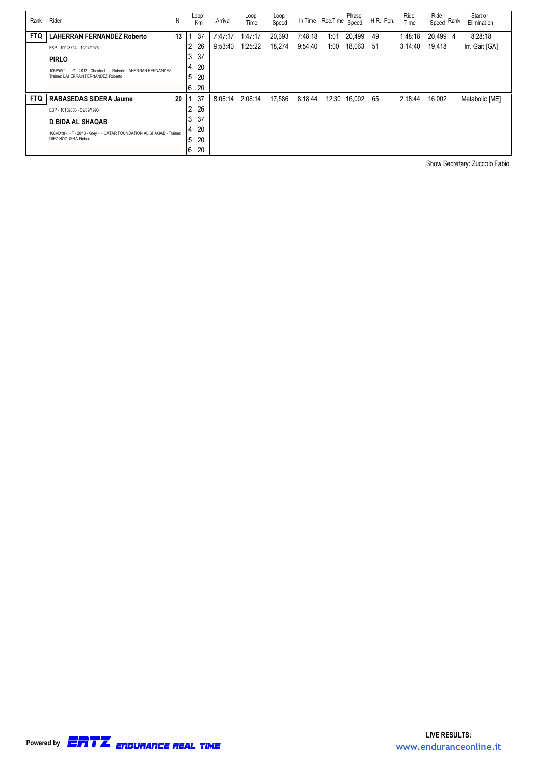| Rank | Rider | N. | Loop | Km | Arrival | Loop Time | Loop Speed | In Time | Rec.Time | Phase Speed | H.R. | Pen. | Ride Time | Ride Speed | Rank | Start or Elimination |
|---|---|---|---|---|---|---|---|---|---|---|---|---|---|---|---|---|
| FTQ | **LAHERRAN FERNANDEZ Roberto** | **13** | 1 | 37 | 7:47:17 | 1:47:17 | 20,693 | 7:48:18 | 1:01 | 20,499 | 49 | | 1:48:18 | 20,499 | 4 | 8:28:18 |
| | ESP - 10028714 - 10/04/1973 | | 2 | 26 | 9:53:40 | 1:25:22 | 18,274 | 9:54:40 | 1:00 | 18,063 | 51 | | 3:14:40 | 19,418 | | Irr. Gait [GA] |
| | **PIRLO** | | 3 | 37 | | | | | | | | | | | | |
| | 106PW71 - - G - 2012 - Chestnut - - Roberto LAHERRAN FERNANDEZ - Trainer: LAHERRAN FERNANDEZ Roberto | | 4 | 20 | | | | | | | | | | | | |
| | | | 5 | 20 | | | | | | | | | | | | |
| | | | 6 | 20 | | | | | | | | | | | | |
| FTQ | **RABASEDAS SIDERA Jaume** | **20** | 1 | 37 | 8:06:14 | 2:06:14 | 17,586 | 8:18:44 | 12:30 | 16,002 | 65 | | 2:18:44 | 16,002 | | Metabolic [ME] |
| | ESP - 10132603 - 09/09/1998 | | 2 | 26 | | | | | | | | | | | | |
| | **D BIDA AL SHAQAB** | | 3 | 37 | | | | | | | | | | | | |
| | 106VD18 - - F - 2013 - Grey - - QATAR FOUNDATION AL SHAQAB - Trainer: DIEZ NOGUERA Robert | | 4 | 20 | | | | | | | | | | | | |
| | | | 5 | 20 | | | | | | | | | | | | |
| | | | 6 | 20 | | | | | | | | | | | | |

Show Secretary: Zuccolo Fabio

Powered by ERTZ ENDURANCE REAL TIME

LIVE RESULTS: www.enduranceonline.it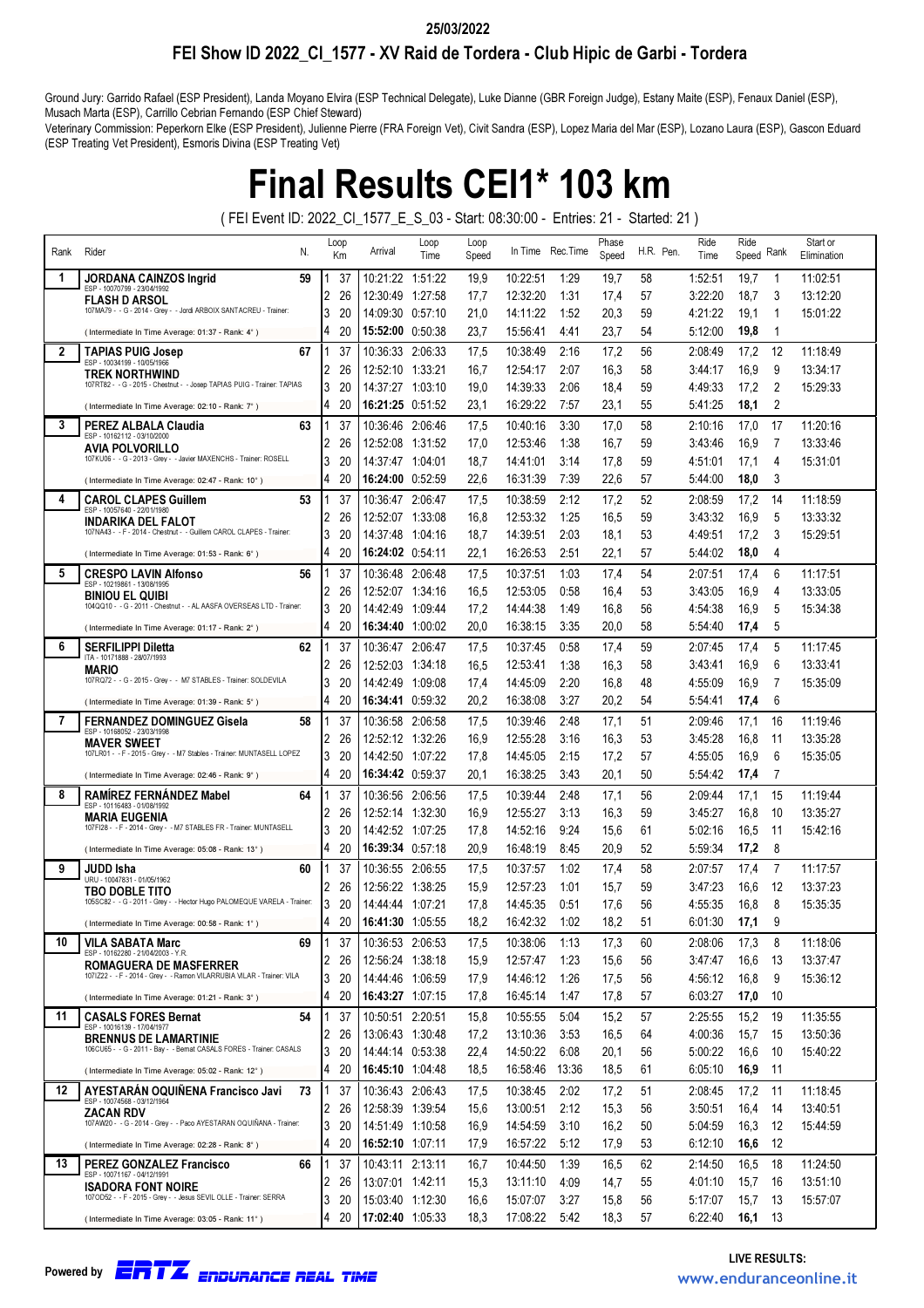25/03/2022

## FEI Show ID 2022_CI_1577 - XV Raid de Tordera - Club Hipic de Garbi - Tordera

Ground Jury: Garrido Rafael (ESP President), Landa Moyano Elvira (ESP Technical Delegate), Luke Dianne (GBR Foreign Judge), Estany Maite (ESP), Fenaux Daniel (ESP), Musach Marta (ESP), Carrillo Cebrian Fernando (ESP Chief Steward)

Veterinary Commission: Peperkorn Elke (ESP President), Julienne Pierre (FRA Foreign Vet), Civit Sandra (ESP), Lopez Maria del Mar (ESP), Lozano Laura (ESP), Gascon Eduard (ESP Treating Vet President), Esmoris Divina (ESP Treating Vet)

# Final Results CEI1* 103 km

( FEI Event ID: 2022_CI_1577_E_S_03 - Start: 08:30:00 - Entries: 21 - Started: 21 )

| Rank | Rider | N. | Loop | Km | Arrival | Loop Time | Loop Speed | In Time | Rec.Time | Phase Speed | H.R. | Pen. | Ride Time | Ride Speed | Rank | Start or Elimination |
|---|---|---|---|---|---|---|---|---|---|---|---|---|---|---|---|---|
| 1 | **JORDANA CAINZOS Ingrid** ESP - 10070799 - 23/04/1992 | 59 | 1 | 37 | 10:21:22 | 1:51:22 | 19,9 | 10:22:51 | 1:29 | 19,7 | 58 | | 1:52:51 | 19,7 | 1 | 11:02:51 |
| | **FLASH D ARSOL** 107MA79 - - G - 2014 - Grey - - Jordi ARBOIX SANTACREU - Trainer: | | 2 | 26 | 12:30:49 | 1:27:58 | 17,7 | 12:32:20 | 1:31 | 17,4 | 57 | | 3:22:20 | 18,7 | 3 | 13:12:20 |
| | | | 3 | 20 | 14:09:30 | 0:57:10 | 21,0 | 14:11:22 | 1:52 | 20,3 | 59 | | 4:21:22 | 19,1 | 1 | 15:01:22 |
| | ( Intermediate In Time Average: 01:37 - Rank: 4° ) | | 4 | 20 | **15:52:00** | 0:50:38 | 23,7 | 15:56:41 | 4:41 | 23,7 | 54 | | 5:12:00 | **19,8** | 1 | |
| 2 | **TAPIAS PUIG Josep** ESP - 10034199 - 10/05/1966 | 67 | 1 | 37 | 10:36:33 | 2:06:33 | 17,5 | 10:38:49 | 2:16 | 17,2 | 56 | | 2:08:49 | 17,2 | 12 | 11:18:49 |
| | **TREK NORTHWIND** 107RT82 - - G - 2015 - Chestnut - - Josep TAPIAS PUIG - Trainer: TAPIAS | | 2 | 26 | 12:52:10 | 1:33:21 | 16,7 | 12:54:17 | 2:07 | 16,3 | 58 | | 3:44:17 | 16,9 | 9 | 13:34:17 |
| | | | 3 | 20 | 14:37:27 | 1:03:10 | 19,0 | 14:39:33 | 2:06 | 18,4 | 59 | | 4:49:33 | 17,2 | 2 | 15:29:33 |
| | ( Intermediate In Time Average: 02:10 - Rank: 7° ) | | 4 | 20 | **16:21:25** | 0:51:52 | 23,1 | 16:29:22 | 7:57 | 23,1 | 55 | | 5:41:25 | **18,1** | 2 | |
| 3 | **PEREZ ALBALA Claudia** ESP - 10162112 - 03/10/2000 | 63 | 1 | 37 | 10:36:46 | 2:06:46 | 17,5 | 10:40:16 | 3:30 | 17,0 | 58 | | 2:10:16 | 17,0 | 17 | 11:20:16 |
| | **AVIA POLVORILLO** 107KU06 - - G - 2013 - Grey - - Javier MAXENCHS - Trainer: ROSELL | | 2 | 26 | 12:52:08 | 1:31:52 | 17,0 | 12:53:46 | 1:38 | 16,7 | 59 | | 3:43:46 | 16,9 | 7 | 13:33:46 |
| | | | 3 | 20 | 14:37:47 | 1:04:01 | 18,7 | 14:41:01 | 3:14 | 17,8 | 59 | | 4:51:01 | 17,1 | 4 | 15:31:01 |
| | ( Intermediate In Time Average: 02:47 - Rank: 10° ) | | 4 | 20 | **16:24:00** | 0:52:59 | 22,6 | 16:31:39 | 7:39 | 22,6 | 57 | | 5:44:00 | **18,0** | 3 | |
| 4 | **CAROL CLAPES Guillem** ESP - 10057640 - 22/01/1980 | 53 | 1 | 37 | 10:36:47 | 2:06:47 | 17,5 | 10:38:59 | 2:12 | 17,2 | 52 | | 2:08:59 | 17,2 | 14 | 11:18:59 |
| | **INDARIKA DEL FALOT** 107NA43 - - F - 2014 - Chestnut - - Guillem CAROL CLAPES - Trainer: | | 2 | 26 | 12:52:07 | 1:33:08 | 16,8 | 12:53:32 | 1:25 | 16,5 | 59 | | 3:43:32 | 16,9 | 5 | 13:33:32 |
| | | | 3 | 20 | 14:37:48 | 1:04:16 | 18,7 | 14:39:51 | 2:03 | 18,1 | 53 | | 4:49:51 | 17,2 | 3 | 15:29:51 |
| | ( Intermediate In Time Average: 01:53 - Rank: 6° ) | | 4 | 20 | **16:24:02** | 0:54:11 | 22,1 | 16:26:53 | 2:51 | 22,1 | 57 | | 5:44:02 | **18,0** | 4 | |
| 5 | **CRESPO LAVIN Alfonso** ESP - 10219861 - 13/08/1995 | 56 | 1 | 37 | 10:36:48 | 2:06:48 | 17,5 | 10:37:51 | 1:03 | 17,4 | 54 | | 2:07:51 | 17,4 | 6 | 11:17:51 |
| | **BINIOU EL QUIBI** 104QQ10 - - G - 2011 - Chestnut - - AL AASFA OVERSEAS LTD - Trainer: | | 2 | 26 | 12:52:07 | 1:34:16 | 16,5 | 12:53:05 | 0:58 | 16,4 | 53 | | 3:43:05 | 16,9 | 4 | 13:33:05 |
| | | | 3 | 20 | 14:42:49 | 1:09:44 | 17,2 | 14:44:38 | 1:49 | 16,8 | 56 | | 4:54:38 | 16,9 | 5 | 15:34:38 |
| | ( Intermediate In Time Average: 01:17 - Rank: 2° ) | | 4 | 20 | **16:34:40** | 1:00:02 | 20,0 | 16:38:15 | 3:35 | 20,0 | 58 | | 5:54:40 | **17,4** | 5 | |
| 6 | **SERFILIPPI Diletta** ITA - 10171888 - 28/07/1993 | 62 | 1 | 37 | 10:36:47 | 2:06:47 | 17,5 | 10:37:45 | 0:58 | 17,4 | 59 | | 2:07:45 | 17,4 | 5 | 11:17:45 |
| | **MARIO** 107RQ72 - - G - 2015 - Grey - - M7 STABLES - Trainer: SOLDEVILA | | 2 | 26 | 12:52:03 | 1:34:18 | 16,5 | 12:53:41 | 1:38 | 16,3 | 58 | | 3:43:41 | 16,9 | 6 | 13:33:41 |
| | | | 3 | 20 | 14:42:49 | 1:09:08 | 17,4 | 14:45:09 | 2:20 | 16,8 | 48 | | 4:55:09 | 16,9 | 7 | 15:35:09 |
| | ( Intermediate In Time Average: 01:39 - Rank: 5° ) | | 4 | 20 | **16:34:41** | 0:59:32 | 20,2 | 16:38:08 | 3:27 | 20,2 | 54 | | 5:54:41 | **17,4** | 6 | |
| 7 | **FERNANDEZ DOMINGUEZ Gisela** ESP - 10168052 - 23/03/1998 | 58 | 1 | 37 | 10:36:58 | 2:06:58 | 17,5 | 10:39:46 | 2:48 | 17,1 | 51 | | 2:09:46 | 17,1 | 16 | 11:19:46 |
| | **MAVER SWEET** 107LR01 - - F - 2015 - Grey - - M7 Stables - Trainer: MUNTASELL LOPEZ | | 2 | 26 | 12:52:12 | 1:32:26 | 16,9 | 12:55:28 | 3:16 | 16,3 | 53 | | 3:45:28 | 16,8 | 11 | 13:35:28 |
| | | | 3 | 20 | 14:42:50 | 1:07:22 | 17,8 | 14:45:05 | 2:15 | 17,2 | 57 | | 4:55:05 | 16,9 | 6 | 15:35:05 |
| | ( Intermediate In Time Average: 02:46 - Rank: 9° ) | | 4 | 20 | **16:34:42** | 0:59:37 | 20,1 | 16:38:25 | 3:43 | 20,1 | 50 | | 5:54:42 | **17,4** | 7 | |
| 8 | **RAMÍREZ FERNÁNDEZ Mabel** ESP - 10116483 - 01/08/1992 | 64 | 1 | 37 | 10:36:56 | 2:06:56 | 17,5 | 10:39:44 | 2:48 | 17,1 | 56 | | 2:09:44 | 17,1 | 15 | 11:19:44 |
| | **MARIA EUGENIA** 107FI28 - - F - 2014 - Grey - - M7 STABLES FR - Trainer: MUNTASELL | | 2 | 26 | 12:52:14 | 1:32:30 | 16,9 | 12:55:27 | 3:13 | 16,3 | 59 | | 3:45:27 | 16,8 | 10 | 13:35:27 |
| | | | 3 | 20 | 14:42:52 | 1:07:25 | 17,8 | 14:52:16 | 9:24 | 15,6 | 61 | | 5:02:16 | 16,5 | 11 | 15:42:16 |
| | ( Intermediate In Time Average: 05:08 - Rank: 13° ) | | 4 | 20 | **16:39:34** | 0:57:18 | 20,9 | 16:48:19 | 8:45 | 20,9 | 52 | | 5:59:34 | **17,2** | 8 | |
| 9 | **JUDD Isha** URU - 10047831 - 01/05/1962 | 60 | 1 | 37 | 10:36:55 | 2:06:55 | 17,5 | 10:37:57 | 1:02 | 17,4 | 58 | | 2:07:57 | 17,4 | 7 | 11:17:57 |
| | **TBO DOBLE TITO** 105SC82 - - G - 2011 - Grey - - Hector Hugo PALOMEQUE VARELA - Trainer: | | 2 | 26 | 12:56:22 | 1:38:25 | 15,9 | 12:57:23 | 1:01 | 15,7 | 59 | | 3:47:23 | 16,6 | 12 | 13:37:23 |
| | | | 3 | 20 | 14:44:44 | 1:07:21 | 17,8 | 14:45:35 | 0:51 | 17,6 | 56 | | 4:55:35 | 16,8 | 8 | 15:35:35 |
| | ( Intermediate In Time Average: 00:58 - Rank: 1° ) | | 4 | 20 | **16:41:30** | 1:05:55 | 18,2 | 16:42:32 | 1:02 | 18,2 | 51 | | 6:01:30 | **17,1** | 9 | |
| 10 | **VILA SABATA Marc** ESP - 10162280 - 21/04/2003 - Y.R. | 69 | 1 | 37 | 10:36:53 | 2:06:53 | 17,5 | 10:38:06 | 1:13 | 17,3 | 60 | | 2:08:06 | 17,3 | 8 | 11:18:06 |
| | **ROMAGUERA DE MASFERRER** 107IZ22 - - F - 2014 - Grey - - Ramon VILARRUBIA VILAR - Trainer: VILA | | 2 | 26 | 12:56:24 | 1:38:18 | 15,9 | 12:57:47 | 1:23 | 15,6 | 56 | | 3:47:47 | 16,6 | 13 | 13:37:47 |
| | | | 3 | 20 | 14:44:46 | 1:06:59 | 17,9 | 14:46:12 | 1:26 | 17,5 | 56 | | 4:56:12 | 16,8 | 9 | 15:36:12 |
| | ( Intermediate In Time Average: 01:21 - Rank: 3° ) | | 4 | 20 | **16:43:27** | 1:07:15 | 17,8 | 16:45:14 | 1:47 | 17,8 | 57 | | 6:03:27 | **17,0** | 10 | |
| 11 | **CASALS FORES Bernat** ESP - 10016139 - 17/04/1977 | 54 | 1 | 37 | 10:50:51 | 2:20:51 | 15,8 | 10:55:55 | 5:04 | 15,2 | 57 | | 2:25:55 | 15,2 | 19 | 11:35:55 |
| | **BRENNUS DE LAMARTINIE** 106CU65 - - G - 2011 - Bay - - Bernat CASALS FORES - Trainer: CASALS | | 2 | 26 | 13:06:43 | 1:30:48 | 17,2 | 13:10:36 | 3:53 | 16,5 | 64 | | 4:00:36 | 15,7 | 15 | 13:50:36 |
| | | | 3 | 20 | 14:44:14 | 0:53:38 | 22,4 | 14:50:22 | 6:08 | 20,1 | 56 | | 5:00:22 | 16,6 | 10 | 15:40:22 |
| | ( Intermediate In Time Average: 05:02 - Rank: 12° ) | | 4 | 20 | **16:45:10** | 1:04:48 | 18,5 | 16:58:46 | 13:36 | 18,5 | 61 | | 6:05:10 | **16,9** | 11 | |
| 12 | **AYESTARÁN OQUIÑENA Francisco Javi** ESP - 10074568 - 03/12/1964 | 73 | 1 | 37 | 10:36:43 | 2:06:43 | 17,5 | 10:38:45 | 2:02 | 17,2 | 51 | | 2:08:45 | 17,2 | 11 | 11:18:45 |
| | **ZACAN RDV** 107AW20 - - G - 2014 - Grey - - Paco AYESTARAN OQUIÑANA - Trainer: | | 2 | 26 | 12:58:39 | 1:39:54 | 15,6 | 13:00:51 | 2:12 | 15,3 | 56 | | 3:50:51 | 16,4 | 14 | 13:40:51 |
| | | | 3 | 20 | 14:51:49 | 1:10:58 | 16,9 | 14:54:59 | 3:10 | 16,2 | 50 | | 5:04:59 | 16,3 | 12 | 15:44:59 |
| | ( Intermediate In Time Average: 02:28 - Rank: 8° ) | | 4 | 20 | **16:52:10** | 1:07:11 | 17,9 | 16:57:22 | 5:12 | 17,9 | 53 | | 6:12:10 | **16,6** | 12 | |
| 13 | **PEREZ GONZALEZ Francisco** ESP - 10071167 - 04/12/1991 | 66 | 1 | 37 | 10:43:11 | 2:13:11 | 16,7 | 10:44:50 | 1:39 | 16,5 | 62 | | 2:14:50 | 16,5 | 18 | 11:24:50 |
| | **ISADORA FONT NOIRE** 107OD52 - - F - 2015 - Grey - - Jesus SEVIL OLLE - Trainer: SERRA | | 2 | 26 | 13:07:01 | 1:42:11 | 15,3 | 13:11:10 | 4:09 | 14,7 | 55 | | 4:01:10 | 15,7 | 16 | 13:51:10 |
| | | | 3 | 20 | 15:03:40 | 1:12:30 | 16,6 | 15:07:07 | 3:27 | 15,8 | 56 | | 5:17:07 | 15,7 | 13 | 15:57:07 |
| | ( Intermediate In Time Average: 03:05 - Rank: 11° ) | | 4 | 20 | **17:02:40** | 1:05:33 | 18,3 | 17:08:22 | 5:42 | 18,3 | 57 | | 6:22:40 | **16,1** | 13 | |

Powered by ERTZ ENDURANCE REAL TIME

LIVE RESULTS: www.enduranceonline.it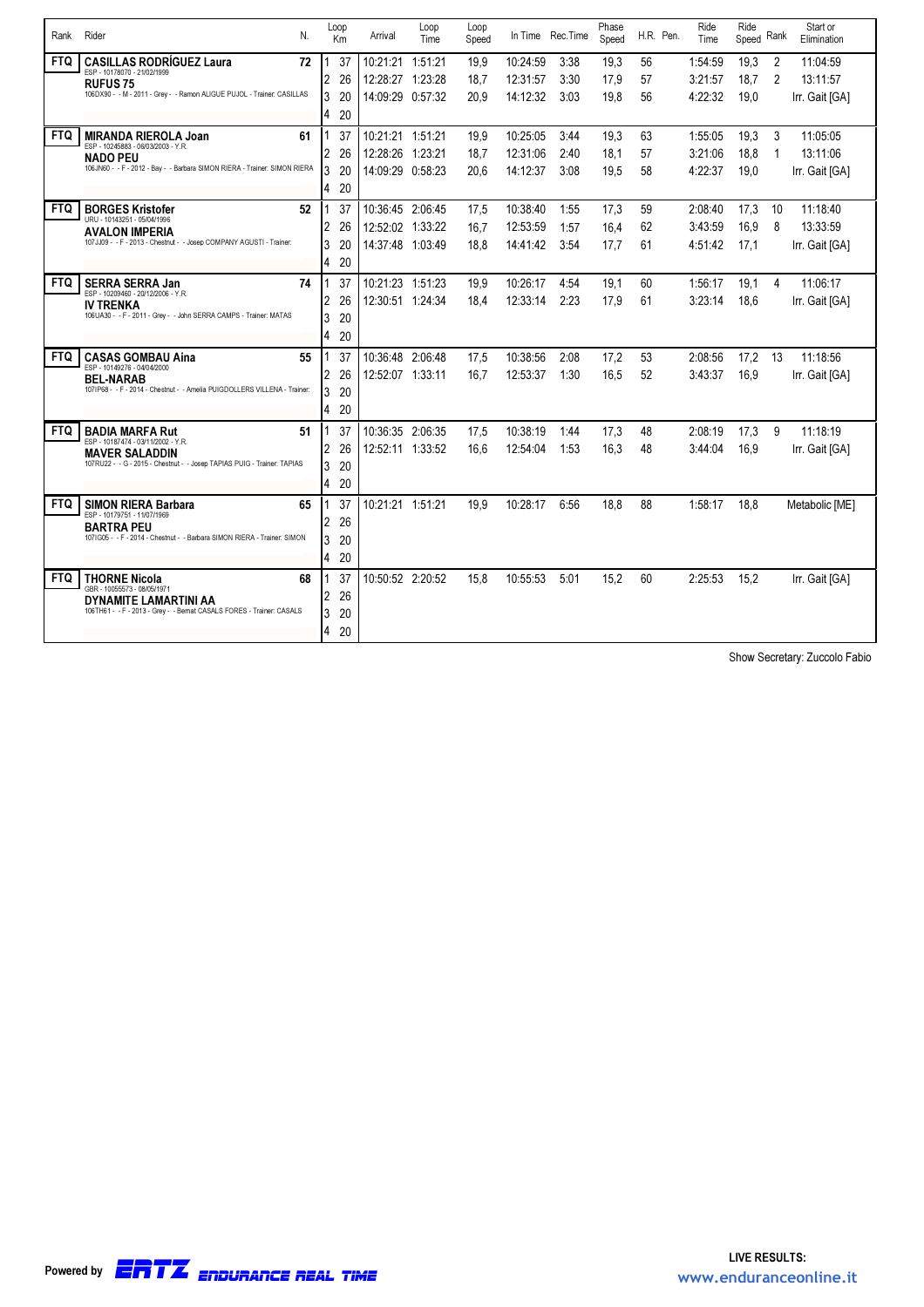| Rank | Rider | N. | Loop | Km | Arrival | Loop Time | Loop Speed | In Time | Rec.Time | Phase Speed | H.R. | Pen. | Ride Time | Ride Speed | Rank | Start or Elimination |
|---|---|---|---|---|---|---|---|---|---|---|---|---|---|---|---|---|
| FTQ | **CASILLAS RODRÍGUEZ Laura** ESP - 10178070 - 21/02/1999 **RUFUS 75** 106DX90 - - M - 2011 - Grey - - Ramon ALIGUE PUJOL - Trainer: CASILLAS | 72 | 1 | 37 | 10:21:21 | 1:51:21 | 19,9 | 10:24:59 | 3:38 | 19,3 | 56 | | 1:54:59 | 19,3 | 2 | 11:04:59 |
| | | | 2 | 26 | 12:28:27 | 1:23:28 | 18,7 | 12:31:57 | 3:30 | 17,9 | 57 | | 3:21:57 | 18,7 | 2 | 13:11:57 |
| | | | 3 | 20 | 14:09:29 | 0:57:32 | 20,9 | 14:12:32 | 3:03 | 19,8 | 56 | | 4:22:32 | 19,0 | | Irr. Gait [GA] |
| | | | 4 | 20 | | | | | | | | | | | | |
| FTQ | **MIRANDA RIEROLA Joan** ESP - 10245883 - 06/03/2003 - Y.R. **NADO PEU** 106JN60 - - F - 2012 - Bay - - Barbara SIMON RIERA - Trainer: SIMON RIERA | 61 | 1 | 37 | 10:21:21 | 1:51:21 | 19,9 | 10:25:05 | 3:44 | 19,3 | 63 | | 1:55:05 | 19,3 | 3 | 11:05:05 |
| | | | 2 | 26 | 12:28:26 | 1:23:21 | 18,7 | 12:31:06 | 2:40 | 18,1 | 57 | | 3:21:06 | 18,8 | 1 | 13:11:06 |
| | | | 3 | 20 | 14:09:29 | 0:58:23 | 20,6 | 14:12:37 | 3:08 | 19,5 | 58 | | 4:22:37 | 19,0 | | Irr. Gait [GA] |
| | | | 4 | 20 | | | | | | | | | | | | |
| FTQ | **BORGES Kristofer** URU - 10143251 - 05/04/1996 **AVALON IMPERIA** 107JJ09 - - F - 2013 - Chestnut - - Josep COMPANY AGUSTI - Trainer: | 52 | 1 | 37 | 10:36:45 | 2:06:45 | 17,5 | 10:38:40 | 1:55 | 17,3 | 59 | | 2:08:40 | 17,3 | 10 | 11:18:40 |
| | | | 2 | 26 | 12:52:02 | 1:33:22 | 16,7 | 12:53:59 | 1:57 | 16,4 | 62 | | 3:43:59 | 16,9 | 8 | 13:33:59 |
| | | | 3 | 20 | 14:37:48 | 1:03:49 | 18,8 | 14:41:42 | 3:54 | 17,7 | 61 | | 4:51:42 | 17,1 | | Irr. Gait [GA] |
| | | | 4 | 20 | | | | | | | | | | | | |
| FTQ | **SERRA SERRA Jan** ESP - 10209460 - 20/12/2006 - Y.R. **IV TRENKA** 106UA30 - - F - 2011 - Grey - - John SERRA CAMPS - Trainer: MATAS | 74 | 1 | 37 | 10:21:23 | 1:51:23 | 19,9 | 10:26:17 | 4:54 | 19,1 | 60 | | 1:56:17 | 19,1 | 4 | 11:06:17 |
| | | | 2 | 26 | 12:30:51 | 1:24:34 | 18,4 | 12:33:14 | 2:23 | 17,9 | 61 | | 3:23:14 | 18,6 | | Irr. Gait [GA] |
| | | | 3 | 20 | | | | | | | | | | | | |
| | | | 4 | 20 | | | | | | | | | | | | |
| FTQ | **CASAS GOMBAU Aina** ESP - 10149276 - 04/04/2000 **BEL-NARAB** 107IP68 - - F - 2014 - Chestnut - - Amelia PUIGDOLLERS VILLENA - Trainer: | 55 | 1 | 37 | 10:36:48 | 2:06:48 | 17,5 | 10:38:56 | 2:08 | 17,2 | 53 | | 2:08:56 | 17,2 | 13 | 11:18:56 |
| | | | 2 | 26 | 12:52:07 | 1:33:11 | 16,7 | 12:53:37 | 1:30 | 16,5 | 52 | | 3:43:37 | 16,9 | | Irr. Gait [GA] |
| | | | 3 | 20 | | | | | | | | | | | | |
| | | | 4 | 20 | | | | | | | | | | | | |
| FTQ | **BADIA MARFA Rut** ESP - 10187474 - 03/11/2002 - Y.R. **MAVER SALADDIN** 107RU22 - - G - 2015 - Chestnut - - Josep TAPIAS PUIG - Trainer: TAPIAS | 51 | 1 | 37 | 10:36:35 | 2:06:35 | 17,5 | 10:38:19 | 1:44 | 17,3 | 48 | | 2:08:19 | 17,3 | 9 | 11:18:19 |
| | | | 2 | 26 | 12:52:11 | 1:33:52 | 16,6 | 12:54:04 | 1:53 | 16,3 | 48 | | 3:44:04 | 16,9 | | Irr. Gait [GA] |
| | | | 3 | 20 | | | | | | | | | | | | |
| | | | 4 | 20 | | | | | | | | | | | | |
| FTQ | **SIMON RIERA Barbara** ESP - 10179751 - 11/07/1969 **BARTRA PEU** 107IG05 - - F - 2014 - Chestnut - - Barbara SIMON RIERA - Trainer: SIMON | 65 | 1 | 37 | 10:21:21 | 1:51:21 | 19,9 | 10:28:17 | 6:56 | 18,8 | 88 | | 1:58:17 | 18,8 | | Metabolic [ME] |
| | | | 2 | 26 | | | | | | | | | | | | |
| | | | 3 | 20 | | | | | | | | | | | | |
| | | | 4 | 20 | | | | | | | | | | | | |
| FTQ | **THORNE Nicola** GBR - 10055573 - 08/05/1971 **DYNAMITE LAMARTINI AA** 106TH61 - - F - 2013 - Grey - - Bernat CASALS FORES - Trainer: CASALS | 68 | 1 | 37 | 10:50:52 | 2:20:52 | 15,8 | 10:55:53 | 5:01 | 15,2 | 60 | | 2:25:53 | 15,2 | | Irr. Gait [GA] |
| | | | 2 | 26 | | | | | | | | | | | | |
| | | | 3 | 20 | | | | | | | | | | | | |
| | | | 4 | 20 | | | | | | | | | | | | |

Show Secretary: Zuccolo Fabio

Powered by ERTZ ENDURANCE REAL TIME

LIVE RESULTS: www.enduranceonline.it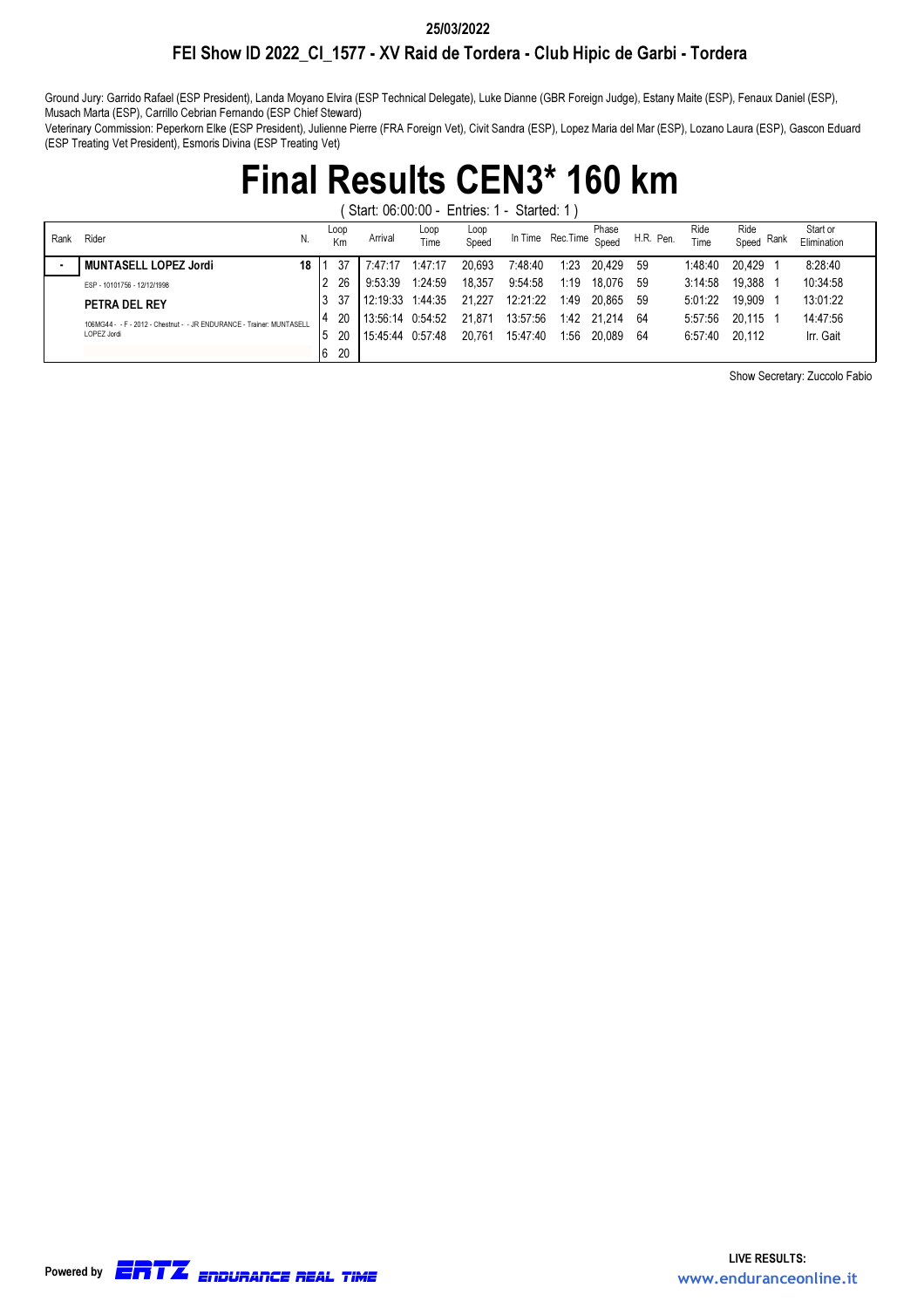25/03/2022

## FEI Show ID 2022_CI_1577 - XV Raid de Tordera - Club Hipic de Garbi - Tordera

Ground Jury: Garrido Rafael (ESP President), Landa Moyano Elvira (ESP Technical Delegate), Luke Dianne (GBR Foreign Judge), Estany Maite (ESP), Fenaux Daniel (ESP), Musach Marta (ESP), Carrillo Cebrian Fernando (ESP Chief Steward)

Veterinary Commission: Peperkorn Elke (ESP President), Julienne Pierre (FRA Foreign Vet), Civit Sandra (ESP), Lopez Maria del Mar (ESP), Lozano Laura (ESP), Gascon Eduard (ESP Treating Vet President), Esmoris Divina (ESP Treating Vet)

# Final Results CEN3* 160 km

( Start: 06:00:00 - Entries: 1 - Started: 1 )

| Rank | Rider | N. | Loop | Km | Arrival | Loop Time | Loop Speed | In Time | Rec.Time | Phase Speed | H.R. | Pen. | Ride Time | Ride Speed | Rank | Start or Elimination |
|---|---|---|---|---|---|---|---|---|---|---|---|---|---|---|---|---|
| - | **MUNTASELL LOPEZ Jordi** | 18 | 1 | 37 | 7:47:17 | 1:47:17 | 20,693 | 7:48:40 | 1:23 | 20,429 | 59 | | 1:48:40 | 20,429 | 1 | 8:28:40 |
| | ESP - 10101756 - 12/12/1998 | | 2 | 26 | 9:53:39 | 1:24:59 | 18,357 | 9:54:58 | 1:19 | 18,076 | 59 | | 3:14:58 | 19,388 | 1 | 10:34:58 |
| | **PETRA DEL REY** | | 3 | 37 | 12:19:33 | 1:44:35 | 21,227 | 12:21:22 | 1:49 | 20,865 | 59 | | 5:01:22 | 19,909 | 1 | 13:01:22 |
| | 106MG44 - - F - 2012 - Chestnut - - JR ENDURANCE - Trainer: MUNTASELL LOPEZ Jordi | | 4 | 20 | 13:56:14 | 0:54:52 | 21,871 | 13:57:56 | 1:42 | 21,214 | 64 | | 5:57:56 | 20,115 | 1 | 14:47:56 |
| | | | 5 | 20 | 15:45:44 | 0:57:48 | 20,761 | 15:47:40 | 1:56 | 20,089 | 64 | | 6:57:40 | 20,112 | | Irr. Gait |
| | | | 6 | 20 | | | | | | | | | | | | |

Show Secretary: Zuccolo Fabio

Powered by ERTZ ENDURANCE REAL TIME

LIVE RESULTS: www.enduranceonline.it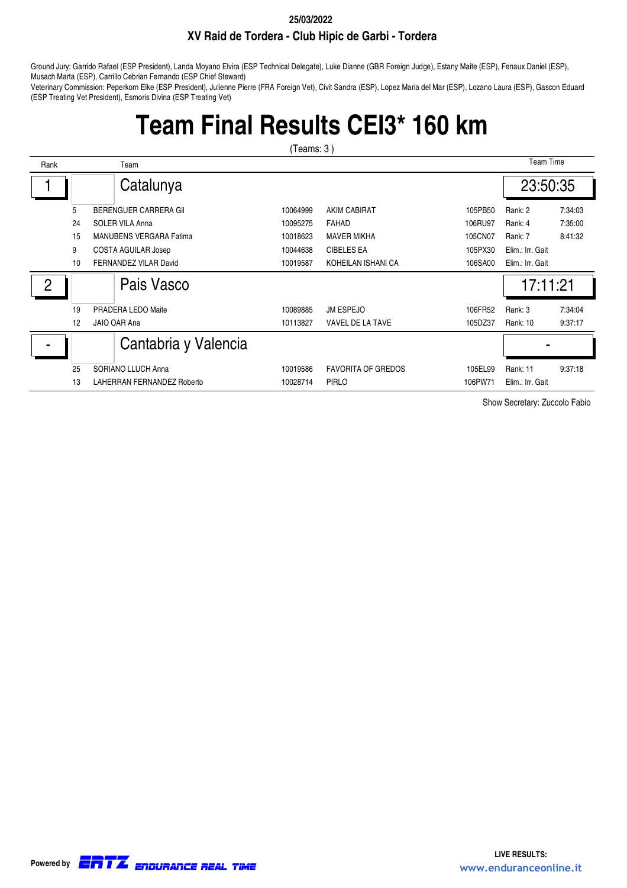**25/03/2022**

**XV Raid de Tordera - Club Hipic de Garbi - Tordera**

Ground Jury: Garrido Rafael (ESP President), Landa Moyano Elvira (ESP Technical Delegate), Luke Dianne (GBR Foreign Judge), Estany Maite (ESP), Fenaux Daniel (ESP), Musach Marta (ESP), Carrillo Cebrian Fernando (ESP Chief Steward)

Veterinary Commission: Peperkorn Elke (ESP President), Julienne Pierre (FRA Foreign Vet), Civit Sandra (ESP), Lopez Maria del Mar (ESP), Lozano Laura (ESP), Gascon Eduard (ESP Treating Vet President), Esmoris Divina (ESP Treating Vet)

# Team Final Results CEI3* 160 km

(Teams: 3 )

| Rank | | Team | | | | | Team Time |
|---|---|---|---|---|---|---|---|
| 1 | | Catalunya | | | | | 23:50:35 |
| | 5 | BERENGUER CARRERA Gil | 10064999 | AKIM CABIRAT | 105PB50 | Rank: 2 | 7:34:03 |
| | 24 | SOLER VILA Anna | 10095275 | FAHAD | 106RU97 | Rank: 4 | 7:35:00 |
| | 15 | MANUBENS VERGARA Fatima | 10018623 | MAVER MIKHA | 105CN07 | Rank: 7 | 8:41:32 |
| | 9 | COSTA AGUILAR Josep | 10044638 | CIBELES EA | 105PX30 | Elim.: Irr. Gait | |
| | 10 | FERNANDEZ VILAR David | 10019587 | KOHEILAN ISHANI CA | 106SA00 | Elim.: Irr. Gait | |
| 2 | | Pais Vasco | | | | | 17:11:21 |
| | 19 | PRADERA LEDO Maite | 10089885 | JM ESPEJO | 106FR52 | Rank: 3 | 7:34:04 |
| | 12 | JAIO OAR Ana | 10113827 | VAVEL DE LA TAVE | 105DZ37 | Rank: 10 | 9:37:17 |
| - | | Cantabria y Valencia | | | | | - |
| | 25 | SORIANO LLUCH Anna | 10019586 | FAVORITA OF GREDOS | 105EL99 | Rank: 11 | 9:37:18 |
| | 13 | LAHERRAN FERNANDEZ Roberto | 10028714 | PIRLO | 106PW71 | Elim.: Irr. Gait | |

Show Secretary: Zuccolo Fabio

Powered by ERTZ ENDURANCE REAL TIME

LIVE RESULTS: www.enduranceonline.it